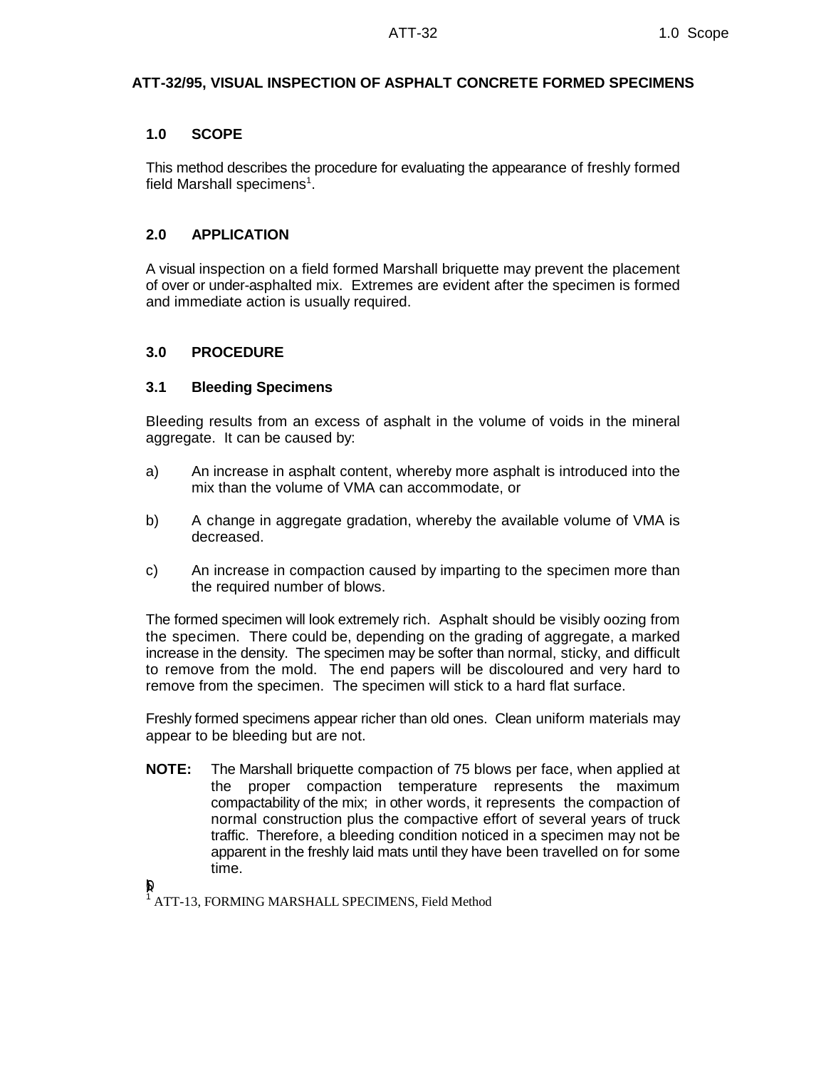# ATT-32/95, VISUAL INSPECTION OF ASPHALT CONCRETE FORMED SPECIMENS

## 1.0 SCOPE

This method describes the procedure for evaluating the appearance of freshly formed field Marshall specimens[1].

## 2.0 APPLICATION

A visual inspection on a field formed Marshall briquette may prevent the placement of over or under-asphalted mix. Extremes are evident after the specimen is formed and immediate action is usually required.

## 3.0 PROCEDURE

### 3.1 Bleeding Specimens

Bleeding results from an excess of asphalt in the volume of voids in the mineral aggregate. It can be caused by:

a) An increase in asphalt content, whereby more asphalt is introduced into the mix than the volume of VMA can accommodate, or

b) A change in aggregate gradation, whereby the available volume of VMA is decreased.

c) An increase in compaction caused by imparting to the specimen more than the required number of blows.

The formed specimen will look extremely rich. Asphalt should be visibly oozing from the specimen. There could be, depending on the grading of aggregate, a marked increase in the density. The specimen may be softer than normal, sticky, and difficult to remove from the mold. The end papers will be discoloured and very hard to remove from the specimen. The specimen will stick to a hard flat surface.

Freshly formed specimens appear richer than old ones. Clean uniform materials may appear to be bleeding but are not.

**NOTE:** The Marshall briquette compaction of 75 blows per face, when applied at the proper compaction temperature represents the maximum compactability of the mix; in other words, it represents the compaction of normal construction plus the compactive effort of several years of truck traffic. Therefore, a bleeding condition noticed in a specimen may not be apparent in the freshly laid mats until they have been travelled on for some time.

[1] ATT-13, FORMING MARSHALL SPECIMENS, Field Method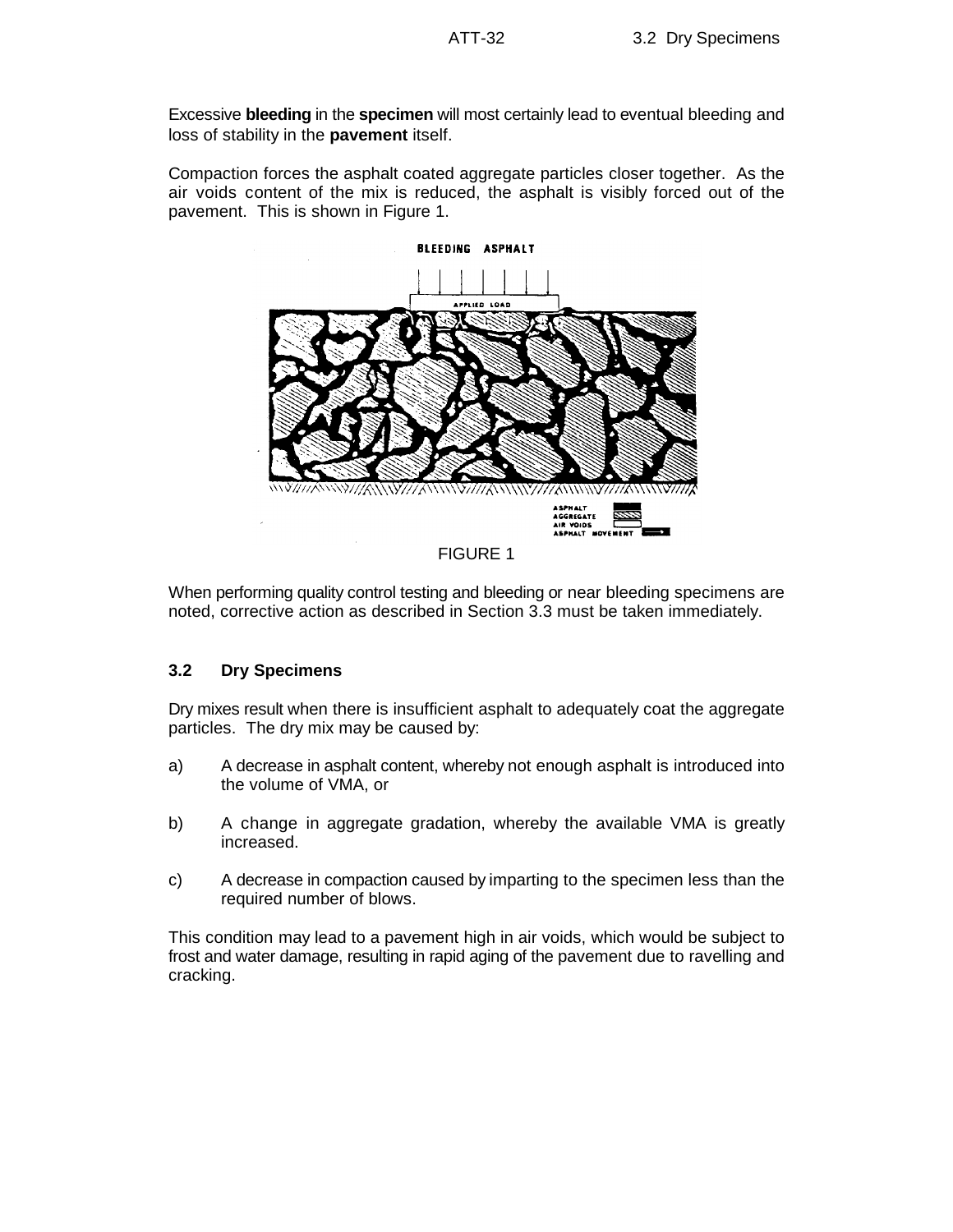Excessive **bleeding** in the **specimen** will most certainly lead to eventual bleeding and loss of stability in the **pavement** itself.

Compaction forces the asphalt coated aggregate particles closer together. As the air voids content of the mix is reduced, the asphalt is visibly forced out of the pavement. This is shown in Figure 1.

FIGURE 1

When performing quality control testing and bleeding or near bleeding specimens are noted, corrective action as described in Section 3.3 must be taken immediately.

### 3.2 Dry Specimens

Dry mixes result when there is insufficient asphalt to adequately coat the aggregate particles. The dry mix may be caused by:

a) A decrease in asphalt content, whereby not enough asphalt is introduced into the volume of VMA, or

b) A change in aggregate gradation, whereby the available VMA is greatly increased.

c) A decrease in compaction caused by imparting to the specimen less than the required number of blows.

This condition may lead to a pavement high in air voids, which would be subject to frost and water damage, resulting in rapid aging of the pavement due to ravelling and cracking.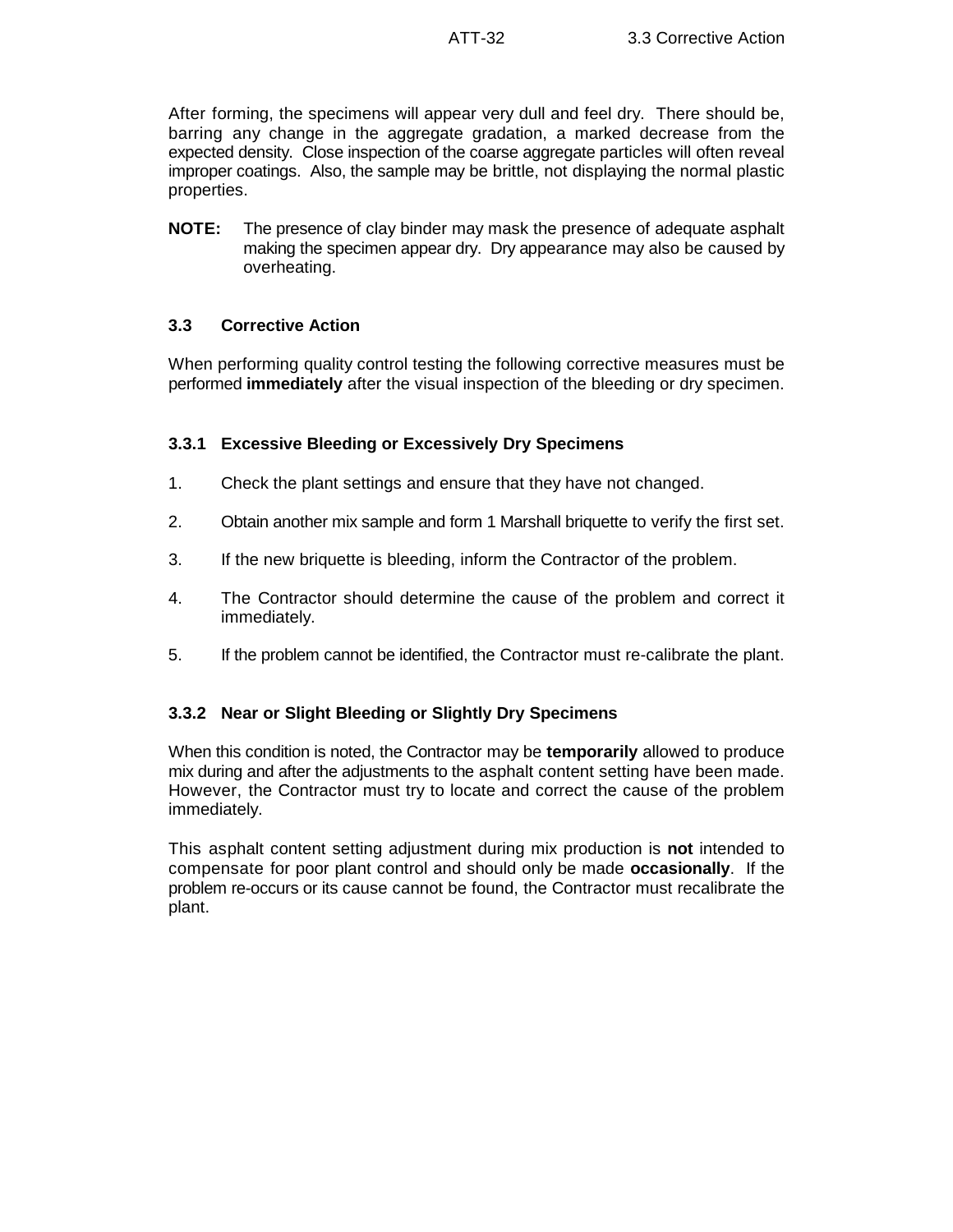After forming, the specimens will appear very dull and feel dry. There should be, barring any change in the aggregate gradation, a marked decrease from the expected density. Close inspection of the coarse aggregate particles will often reveal improper coatings. Also, the sample may be brittle, not displaying the normal plastic properties.

**NOTE:** The presence of clay binder may mask the presence of adequate asphalt making the specimen appear dry. Dry appearance may also be caused by overheating.

## 3.3 Corrective Action

When performing quality control testing the following corrective measures must be performed **immediately** after the visual inspection of the bleeding or dry specimen.

### 3.3.1 Excessive Bleeding or Excessively Dry Specimens

1. Check the plant settings and ensure that they have not changed.
2. Obtain another mix sample and form 1 Marshall briquette to verify the first set.
3. If the new briquette is bleeding, inform the Contractor of the problem.
4. The Contractor should determine the cause of the problem and correct it immediately.
5. If the problem cannot be identified, the Contractor must re-calibrate the plant.

### 3.3.2 Near or Slight Bleeding or Slightly Dry Specimens

When this condition is noted, the Contractor may be **temporarily** allowed to produce mix during and after the adjustments to the asphalt content setting have been made. However, the Contractor must try to locate and correct the cause of the problem immediately.

This asphalt content setting adjustment during mix production is **not** intended to compensate for poor plant control and should only be made **occasionally**. If the problem re-occurs or its cause cannot be found, the Contractor must recalibrate the plant.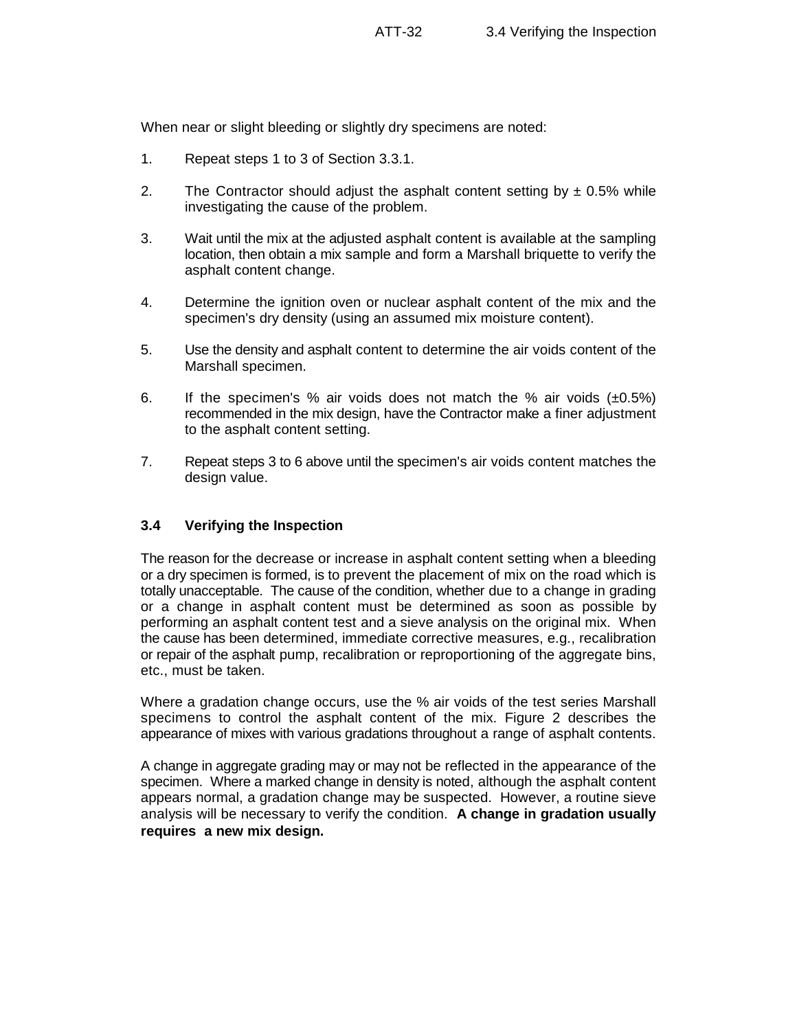When near or slight bleeding or slightly dry specimens are noted:

1. Repeat steps 1 to 3 of Section 3.3.1.

2. The Contractor should adjust the asphalt content setting by ± 0.5% while investigating the cause of the problem.

3. Wait until the mix at the adjusted asphalt content is available at the sampling location, then obtain a mix sample and form a Marshall briquette to verify the asphalt content change.

4. Determine the ignition oven or nuclear asphalt content of the mix and the specimen's dry density (using an assumed mix moisture content).

5. Use the density and asphalt content to determine the air voids content of the Marshall specimen.

6. If the specimen's % air voids does not match the % air voids (±0.5%) recommended in the mix design, have the Contractor make a finer adjustment to the asphalt content setting.

7. Repeat steps 3 to 6 above until the specimen's air voids content matches the design value.

### 3.4 Verifying the Inspection

The reason for the decrease or increase in asphalt content setting when a bleeding or a dry specimen is formed, is to prevent the placement of mix on the road which is totally unacceptable. The cause of the condition, whether due to a change in grading or a change in asphalt content must be determined as soon as possible by performing an asphalt content test and a sieve analysis on the original mix. When the cause has been determined, immediate corrective measures, e.g., recalibration or repair of the asphalt pump, recalibration or reproportioning of the aggregate bins, etc., must be taken.

Where a gradation change occurs, use the % air voids of the test series Marshall specimens to control the asphalt content of the mix. Figure 2 describes the appearance of mixes with various gradations throughout a range of asphalt contents.

A change in aggregate grading may or may not be reflected in the appearance of the specimen. Where a marked change in density is noted, although the asphalt content appears normal, a gradation change may be suspected. However, a routine sieve analysis will be necessary to verify the condition. **A change in gradation usually requires a new mix design.**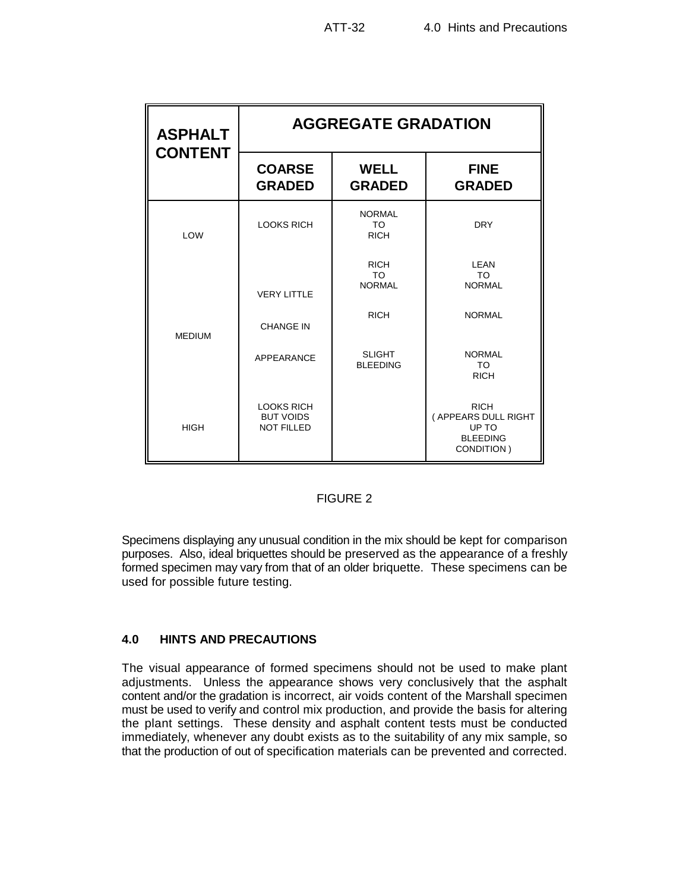| ASPHALT CONTENT | AGGREGATE GRADATION | | |
|---|---|---|---|
| | **COARSE GRADED** | **WELL GRADED** | **FINE GRADED** |
| LOW | LOOKS RICH | NORMAL TO RICH | DRY |
| MEDIUM | VERY LITTLE CHANGE IN APPEARANCE | RICH TO NORMAL<br>RICH<br>SLIGHT BLEEDING | LEAN TO NORMAL<br>NORMAL<br>NORMAL TO RICH |
| HIGH | LOOKS RICH BUT VOIDS NOT FILLED | | RICH ( APPEARS DULL RIGHT UP TO BLEEDING CONDITION ) |

FIGURE 2

Specimens displaying any unusual condition in the mix should be kept for comparison purposes. Also, ideal briquettes should be preserved as the appearance of a freshly formed specimen may vary from that of an older briquette. These specimens can be used for possible future testing.

## 4.0 HINTS AND PRECAUTIONS

The visual appearance of formed specimens should not be used to make plant adjustments. Unless the appearance shows very conclusively that the asphalt content and/or the gradation is incorrect, air voids content of the Marshall specimen must be used to verify and control mix production, and provide the basis for altering the plant settings. These density and asphalt content tests must be conducted immediately, whenever any doubt exists as to the suitability of any mix sample, so that the production of out of specification materials can be prevented and corrected.